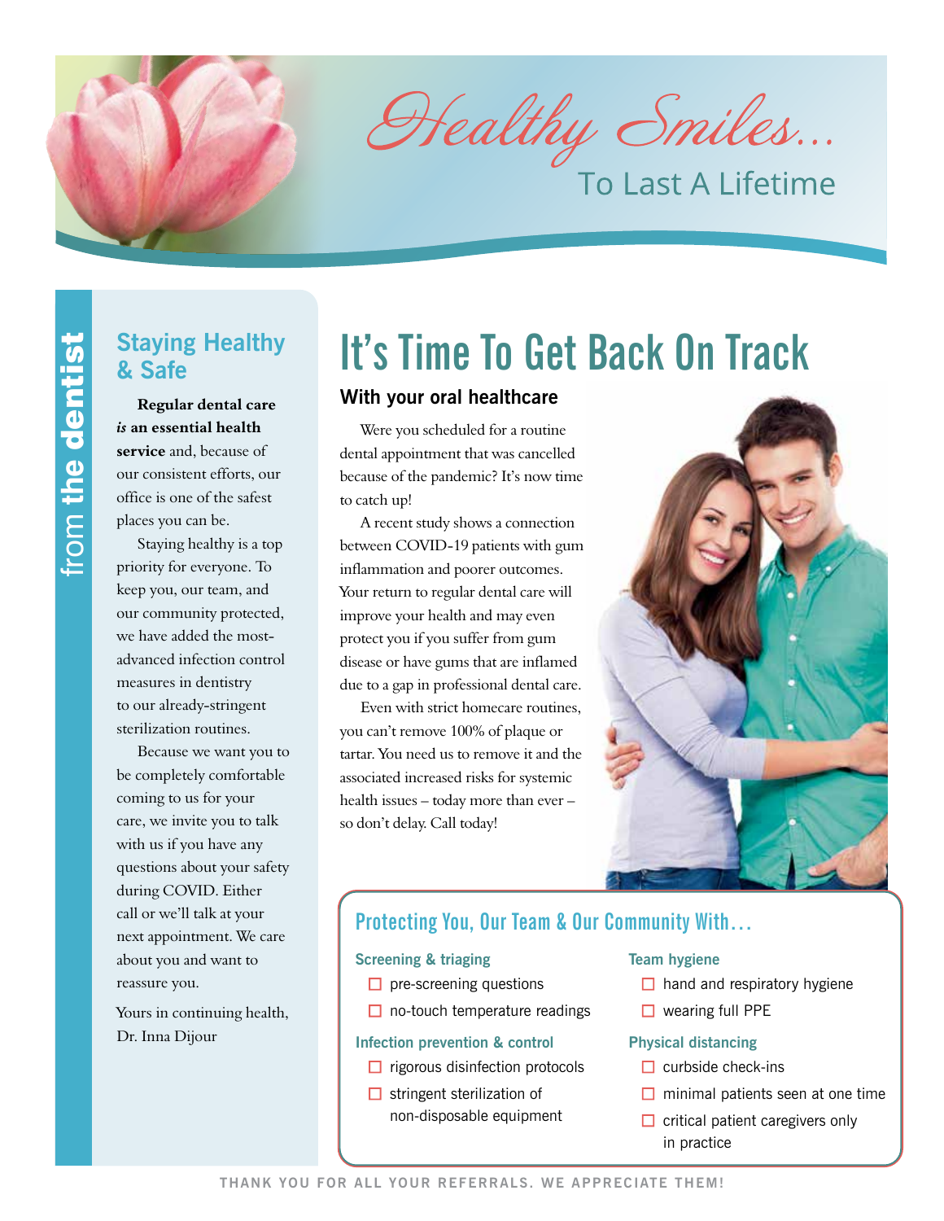# Healthy Smiles...

To Last A Lifetime

from **the dentist**

## Staying Healthy & Safe

**Regular dental care *is* an essential health service** and, because of our consistent efforts, our office is one of the safest places you can be.

Staying healthy is a top priority for everyone. To keep you, our team, and our community protected, we have added the most-advanced infection control measures in dentistry to our already-stringent sterilization routines.

Because we want you to be completely comfortable coming to us for your care, we invite you to talk with us if you have any questions about your safety during COVID. Either call or we'll talk at your next appointment. We care about you and want to reassure you.

Yours in continuing health,
Dr. Inna Dijour

# It's Time To Get Back On Track

### With your oral healthcare

Were you scheduled for a routine dental appointment that was cancelled because of the pandemic? It's now time to catch up!

A recent study shows a connection between COVID-19 patients with gum inflammation and poorer outcomes. Your return to regular dental care will improve your health and may even protect you if you suffer from gum disease or have gums that are inflamed due to a gap in professional dental care.

Even with strict homecare routines, you can't remove 100% of plaque or tartar. You need us to remove it and the associated increased risks for systemic health issues – today more than ever – so don't delay. Call today!

## Protecting You, Our Team & Our Community With...

**Screening & triaging**
- ☐ pre-screening questions
- ☐ no-touch temperature readings

**Infection prevention & control**
- ☐ rigorous disinfection protocols
- ☐ stringent sterilization of non-disposable equipment

**Team hygiene**
- ☐ hand and respiratory hygiene
- ☐ wearing full PPE

**Physical distancing**
- ☐ curbside check-ins
- ☐ minimal patients seen at one time
- ☐ critical patient caregivers only in practice

THANK YOU FOR ALL YOUR REFERRALS. WE APPRECIATE THEM!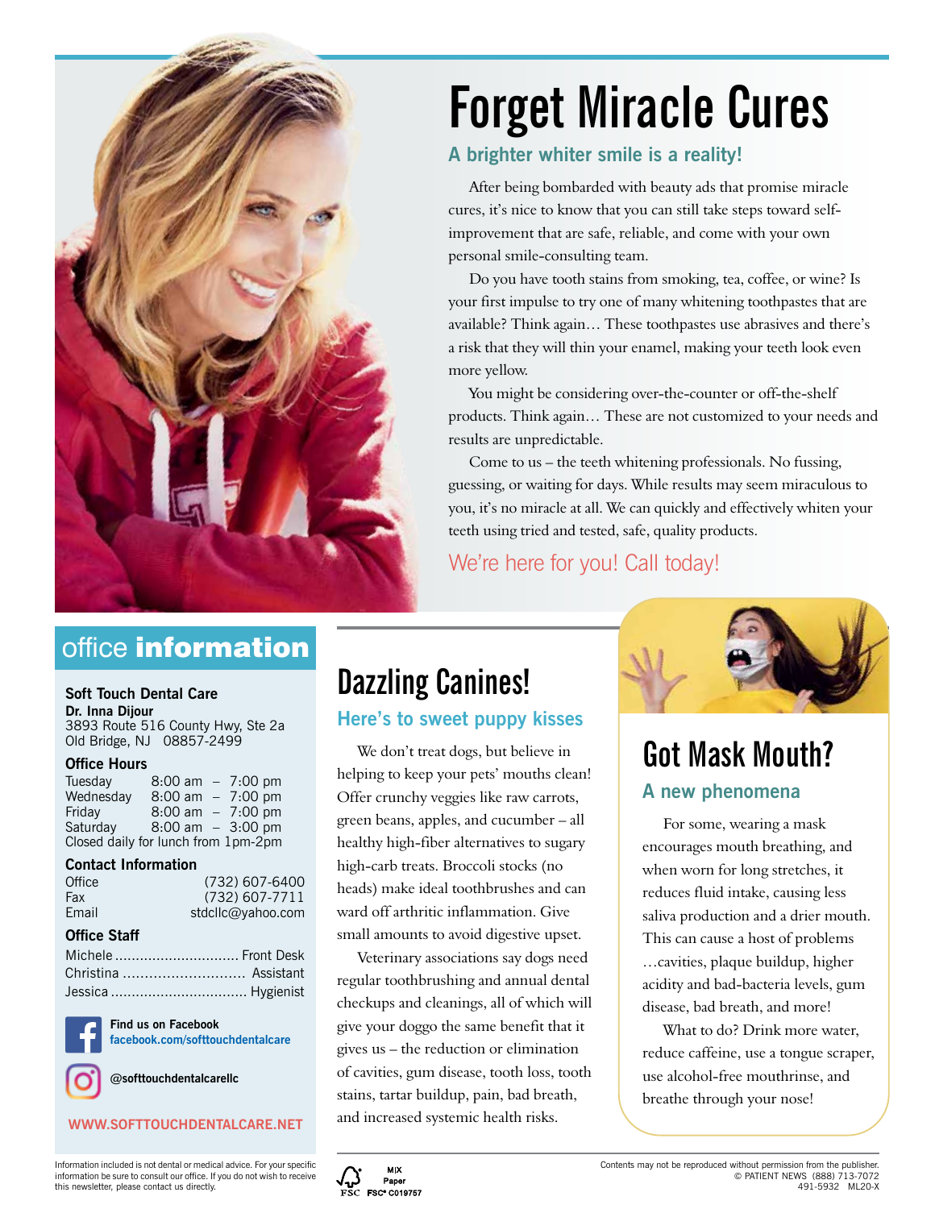# Forget Miracle Cures

### A brighter whiter smile is a reality!

After being bombarded with beauty ads that promise miracle cures, it's nice to know that you can still take steps toward self-improvement that are safe, reliable, and come with your own personal smile-consulting team.

Do you have tooth stains from smoking, tea, coffee, or wine? Is your first impulse to try one of many whitening toothpastes that are available? Think again… These toothpastes use abrasives and there's a risk that they will thin your enamel, making your teeth look even more yellow.

You might be considering over-the-counter or off-the-shelf products. Think again… These are not customized to your needs and results are unpredictable.

Come to us – the teeth whitening professionals. No fussing, guessing, or waiting for days. While results may seem miraculous to you, it's no miracle at all. We can quickly and effectively whiten your teeth using tried and tested, safe, quality products.

We're here for you! Call today!

## office **information**

**Soft Touch Dental Care**
**Dr. Inna Dijour**
3893 Route 516 County Hwy, Ste 2a
Old Bridge, NJ 08857-2499

### Office Hours

| | |
|---|---|
| Tuesday | 8:00 am – 7:00 pm |
| Wednesday | 8:00 am – 7:00 pm |
| Friday | 8:00 am – 7:00 pm |
| Saturday | 8:00 am – 3:00 pm |

Closed daily for lunch from 1pm-2pm

### Contact Information

| | |
|---|---|
| Office | (732) 607-6400 |
| Fax | (732) 607-7711 |
| Email | stdcllc@yahoo.com |

### Office Staff

| | |
|---|---|
| Michele | Front Desk |
| Christina | Assistant |
| Jessica | Hygienist |

**Find us on Facebook**
**facebook.com/softtouchdentalcare**

**@softtouchdentalcarellc**

**WWW.SOFTTOUCHDENTALCARE.NET**

# Dazzling Canines!

### Here's to sweet puppy kisses

We don't treat dogs, but believe in helping to keep your pets' mouths clean! Offer crunchy veggies like raw carrots, green beans, apples, and cucumber – all healthy high-fiber alternatives to sugary high-carb treats. Broccoli stocks (no heads) make ideal toothbrushes and can ward off arthritic inflammation. Give small amounts to avoid digestive upset.

Veterinary associations say dogs need regular toothbrushing and annual dental checkups and cleanings, all of which will give your doggo the same benefit that it gives us – the reduction or elimination of cavities, gum disease, tooth loss, tooth stains, tartar buildup, pain, bad breath, and increased systemic health risks.

# Got Mask Mouth?

### A new phenomena

For some, wearing a mask encourages mouth breathing, and when worn for long stretches, it reduces fluid intake, causing less saliva production and a drier mouth. This can cause a host of problems …cavities, plaque buildup, higher acidity and bad-bacteria levels, gum disease, bad breath, and more!

What to do? Drink more water, reduce caffeine, use a tongue scraper, use alcohol-free mouthrinse, and breathe through your nose!

Information included is not dental or medical advice. For your specific information be sure to consult our office. If you do not wish to receive this newsletter, please contact us directly.

MIX Paper FSC® C019757

Contents may not be reproduced without permission from the publisher.
© PATIENT NEWS (888) 713-7072
491-5932 ML20-X